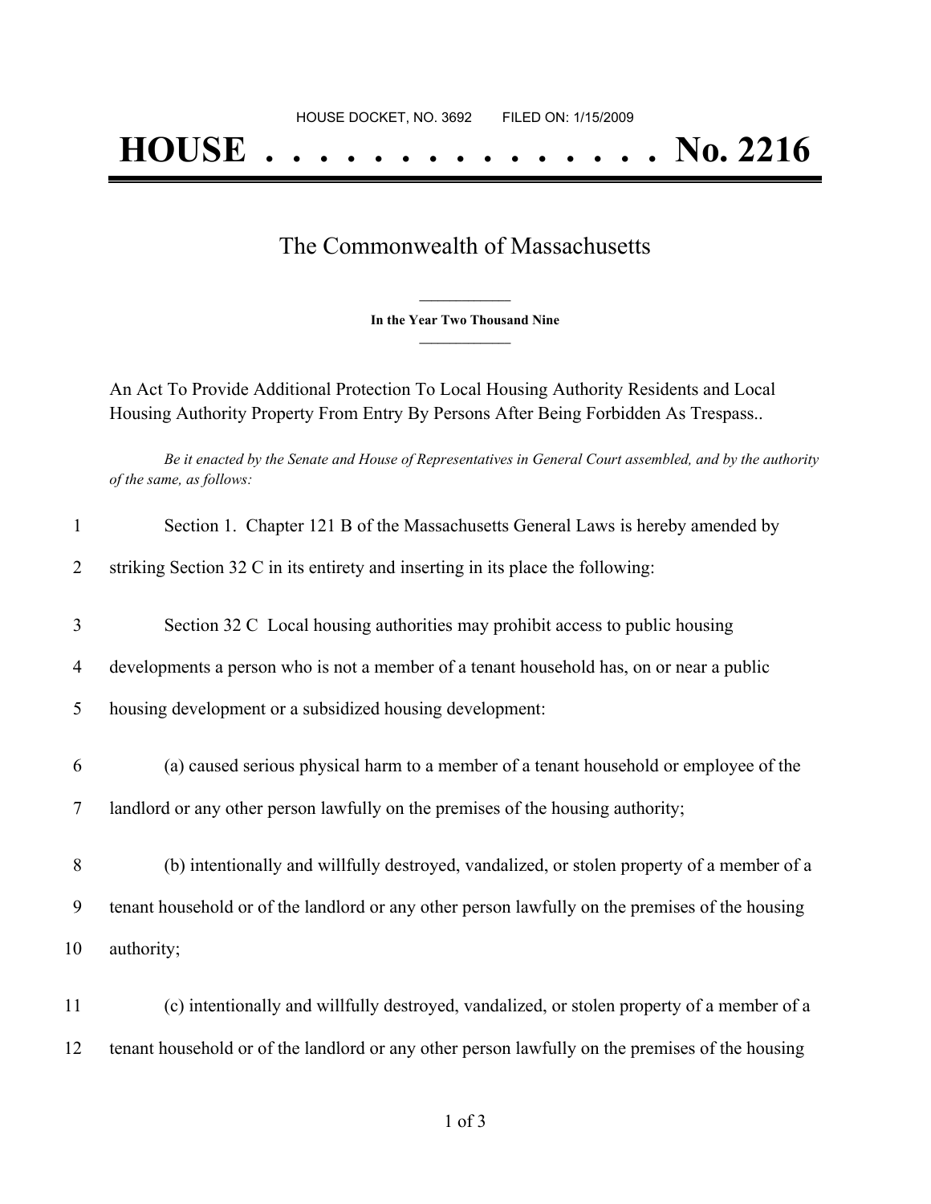HOUSE DOCKET, NO. 3692 FILED ON: 1/15/2009

# HOUSE . . . . . . . . . . . . . . . No. 2216

## The Commonwealth of Massachusetts

**In the Year Two Thousand Nine**

An Act To Provide Additional Protection To Local Housing Authority Residents and Local Housing Authority Property From Entry By Persons After Being Forbidden As Trespass..

*Be it enacted by the Senate and House of Representatives in General Court assembled, and by the authority of the same, as follows:*

1 Section 1. Chapter 121 B of the Massachusetts General Laws is hereby amended by

2 striking Section 32 C in its entirety and inserting in its place the following:

3 Section 32 C Local housing authorities may prohibit access to public housing

4 developments a person who is not a member of a tenant household has, on or near a public

5 housing development or a subsidized housing development:

6 (a) caused serious physical harm to a member of a tenant household or employee of the

7 landlord or any other person lawfully on the premises of the housing authority;

8 (b) intentionally and willfully destroyed, vandalized, or stolen property of a member of a

9 tenant household or of the landlord or any other person lawfully on the premises of the housing

10 authority;

11 (c) intentionally and willfully destroyed, vandalized, or stolen property of a member of a

12 tenant household or of the landlord or any other person lawfully on the premises of the housing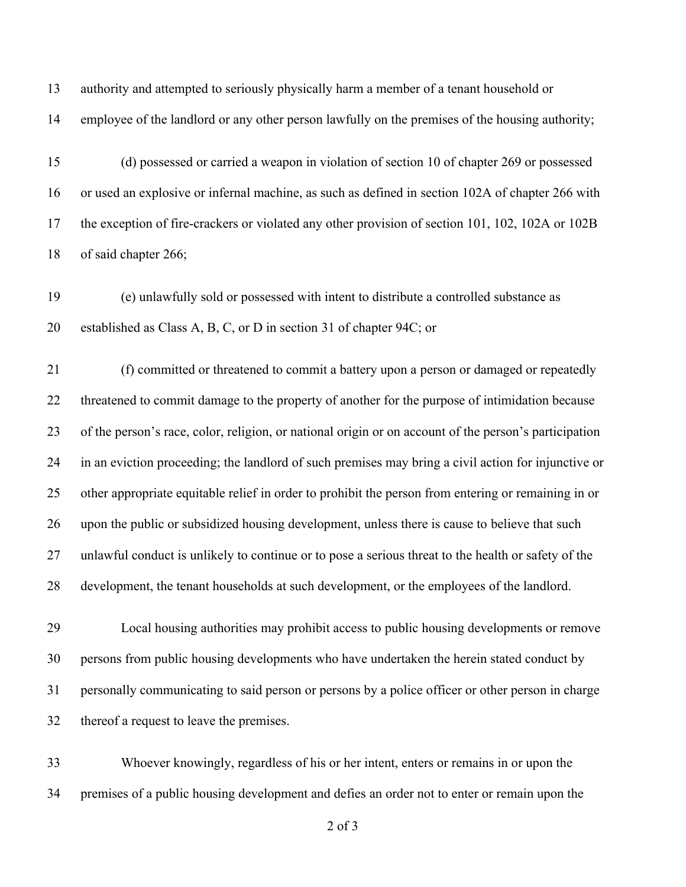authority and attempted to seriously physically harm a member of a tenant household or employee of the landlord or any other person lawfully on the premises of the housing authority;

(d) possessed or carried a weapon in violation of section 10 of chapter 269 or possessed or used an explosive or infernal machine, as such as defined in section 102A of chapter 266 with the exception of fire-crackers or violated any other provision of section 101, 102, 102A or 102B of said chapter 266;

(e) unlawfully sold or possessed with intent to distribute a controlled substance as established as Class A, B, C, or D in section 31 of chapter 94C; or

(f) committed or threatened to commit a battery upon a person or damaged or repeatedly threatened to commit damage to the property of another for the purpose of intimidation because of the person's race, color, religion, or national origin or on account of the person's participation in an eviction proceeding; the landlord of such premises may bring a civil action for injunctive or other appropriate equitable relief in order to prohibit the person from entering or remaining in or upon the public or subsidized housing development, unless there is cause to believe that such unlawful conduct is unlikely to continue or to pose a serious threat to the health or safety of the development, the tenant households at such development, or the employees of the landlord.

Local housing authorities may prohibit access to public housing developments or remove persons from public housing developments who have undertaken the herein stated conduct by personally communicating to said person or persons by a police officer or other person in charge thereof a request to leave the premises.

Whoever knowingly, regardless of his or her intent, enters or remains in or upon the premises of a public housing development and defies an order not to enter or remain upon the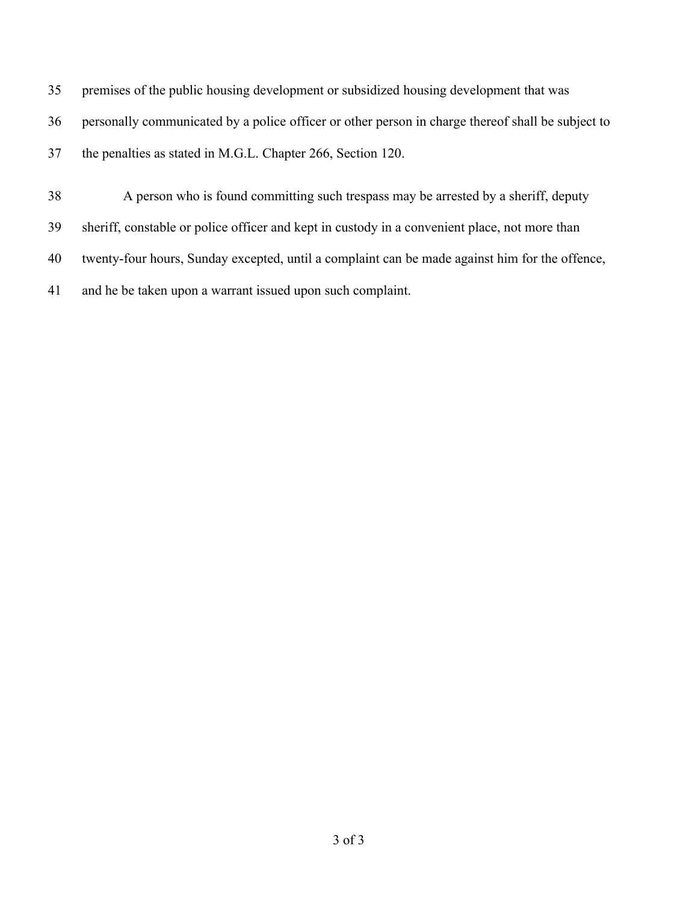premises of the public housing development or subsidized housing development that was personally communicated by a police officer or other person in charge thereof shall be subject to the penalties as stated in M.G.L. Chapter 266, Section 120.

A person who is found committing such trespass may be arrested by a sheriff, deputy sheriff, constable or police officer and kept in custody in a convenient place, not more than twenty-four hours, Sunday excepted, until a complaint can be made against him for the offence, and he be taken upon a warrant issued upon such complaint.